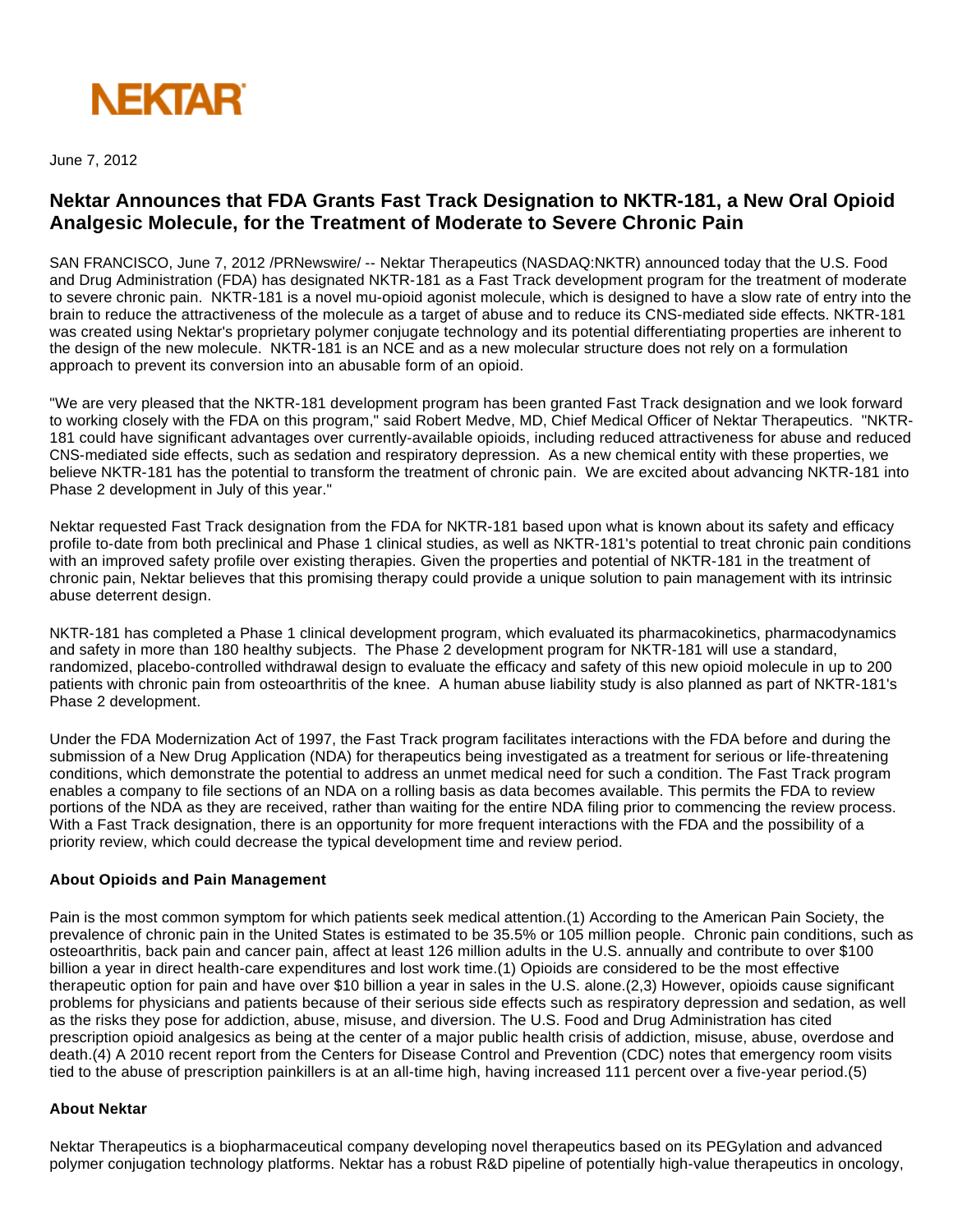NEKTAR

June 7, 2012

# Nektar Announces that FDA Grants Fast Track Designation to NKTR-181, a New Oral Opioid Analgesic Molecule, for the Treatment of Moderate to Severe Chronic Pain

SAN FRANCISCO, June 7, 2012 /PRNewswire/ -- Nektar Therapeutics (NASDAQ:NKTR) announced today that the U.S. Food and Drug Administration (FDA) has designated NKTR-181 as a Fast Track development program for the treatment of moderate to severe chronic pain. NKTR-181 is a novel mu-opioid agonist molecule, which is designed to have a slow rate of entry into the brain to reduce the attractiveness of the molecule as a target of abuse and to reduce its CNS-mediated side effects. NKTR-181 was created using Nektar's proprietary polymer conjugate technology and its potential differentiating properties are inherent to the design of the new molecule. NKTR-181 is an NCE and as a new molecular structure does not rely on a formulation approach to prevent its conversion into an abusable form of an opioid.

"We are very pleased that the NKTR-181 development program has been granted Fast Track designation and we look forward to working closely with the FDA on this program," said Robert Medve, MD, Chief Medical Officer of Nektar Therapeutics. "NKTR-181 could have significant advantages over currently-available opioids, including reduced attractiveness for abuse and reduced CNS-mediated side effects, such as sedation and respiratory depression. As a new chemical entity with these properties, we believe NKTR-181 has the potential to transform the treatment of chronic pain. We are excited about advancing NKTR-181 into Phase 2 development in July of this year."

Nektar requested Fast Track designation from the FDA for NKTR-181 based upon what is known about its safety and efficacy profile to-date from both preclinical and Phase 1 clinical studies, as well as NKTR-181's potential to treat chronic pain conditions with an improved safety profile over existing therapies. Given the properties and potential of NKTR-181 in the treatment of chronic pain, Nektar believes that this promising therapy could provide a unique solution to pain management with its intrinsic abuse deterrent design.

NKTR-181 has completed a Phase 1 clinical development program, which evaluated its pharmacokinetics, pharmacodynamics and safety in more than 180 healthy subjects. The Phase 2 development program for NKTR-181 will use a standard, randomized, placebo-controlled withdrawal design to evaluate the efficacy and safety of this new opioid molecule in up to 200 patients with chronic pain from osteoarthritis of the knee. A human abuse liability study is also planned as part of NKTR-181's Phase 2 development.

Under the FDA Modernization Act of 1997, the Fast Track program facilitates interactions with the FDA before and during the submission of a New Drug Application (NDA) for therapeutics being investigated as a treatment for serious or life-threatening conditions, which demonstrate the potential to address an unmet medical need for such a condition. The Fast Track program enables a company to file sections of an NDA on a rolling basis as data becomes available. This permits the FDA to review portions of the NDA as they are received, rather than waiting for the entire NDA filing prior to commencing the review process. With a Fast Track designation, there is an opportunity for more frequent interactions with the FDA and the possibility of a priority review, which could decrease the typical development time and review period.

**About Opioids and Pain Management**

Pain is the most common symptom for which patients seek medical attention.(1) According to the American Pain Society, the prevalence of chronic pain in the United States is estimated to be 35.5% or 105 million people. Chronic pain conditions, such as osteoarthritis, back pain and cancer pain, affect at least 126 million adults in the U.S. annually and contribute to over $100 billion a year in direct health-care expenditures and lost work time.(1) Opioids are considered to be the most effective therapeutic option for pain and have over $10 billion a year in sales in the U.S. alone.(2,3) However, opioids cause significant problems for physicians and patients because of their serious side effects such as respiratory depression and sedation, as well as the risks they pose for addiction, abuse, misuse, and diversion. The U.S. Food and Drug Administration has cited prescription opioid analgesics as being at the center of a major public health crisis of addiction, misuse, abuse, overdose and death.(4) A 2010 recent report from the Centers for Disease Control and Prevention (CDC) notes that emergency room visits tied to the abuse of prescription painkillers is at an all-time high, having increased 111 percent over a five-year period.(5)

**About Nektar**

Nektar Therapeutics is a biopharmaceutical company developing novel therapeutics based on its PEGylation and advanced polymer conjugation technology platforms. Nektar has a robust R&D pipeline of potentially high-value therapeutics in oncology,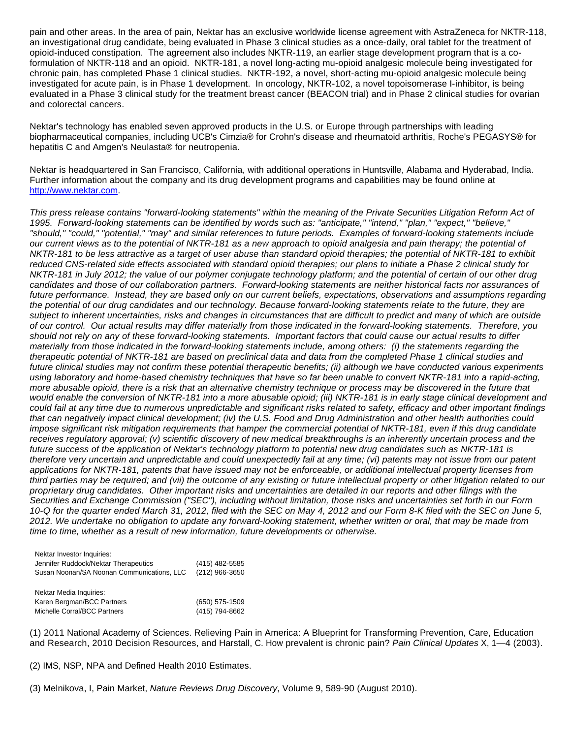pain and other areas. In the area of pain, Nektar has an exclusive worldwide license agreement with AstraZeneca for NKTR-118, an investigational drug candidate, being evaluated in Phase 3 clinical studies as a once-daily, oral tablet for the treatment of opioid-induced constipation. The agreement also includes NKTR-119, an earlier stage development program that is a co-formulation of NKTR-118 and an opioid. NKTR-181, a novel long-acting mu-opioid analgesic molecule being investigated for chronic pain, has completed Phase 1 clinical studies. NKTR-192, a novel, short-acting mu-opioid analgesic molecule being investigated for acute pain, is in Phase 1 development. In oncology, NKTR-102, a novel topoisomerase I-inhibitor, is being evaluated in a Phase 3 clinical study for the treatment breast cancer (BEACON trial) and in Phase 2 clinical studies for ovarian and colorectal cancers.

Nektar's technology has enabled seven approved products in the U.S. or Europe through partnerships with leading biopharmaceutical companies, including UCB's Cimzia® for Crohn's disease and rheumatoid arthritis, Roche's PEGASYS® for hepatitis C and Amgen's Neulasta® for neutropenia.

Nektar is headquartered in San Francisco, California, with additional operations in Huntsville, Alabama and Hyderabad, India. Further information about the company and its drug development programs and capabilities may be found online at [http://www.nektar.com](http://www.nektar.com).

*This press release contains "forward-looking statements" within the meaning of the Private Securities Litigation Reform Act of 1995. Forward-looking statements can be identified by words such as: "anticipate," "intend," "plan," "expect," "believe," "should," "could," "potential," "may" and similar references to future periods. Examples of forward-looking statements include our current views as to the potential of NKTR-181 as a new approach to opioid analgesia and pain therapy; the potential of NKTR-181 to be less attractive as a target of user abuse than standard opioid therapies; the potential of NKTR-181 to exhibit reduced CNS-related side effects associated with standard opioid therapies; our plans to initiate a Phase 2 clinical study for NKTR-181 in July 2012; the value of our polymer conjugate technology platform; and the potential of certain of our other drug candidates and those of our collaboration partners. Forward-looking statements are neither historical facts nor assurances of future performance. Instead, they are based only on our current beliefs, expectations, observations and assumptions regarding the potential of our drug candidates and our technology. Because forward-looking statements relate to the future, they are subject to inherent uncertainties, risks and changes in circumstances that are difficult to predict and many of which are outside of our control. Our actual results may differ materially from those indicated in the forward-looking statements. Therefore, you should not rely on any of these forward-looking statements. Important factors that could cause our actual results to differ materially from those indicated in the forward-looking statements include, among others: (i) the statements regarding the therapeutic potential of NKTR-181 are based on preclinical data and data from the completed Phase 1 clinical studies and future clinical studies may not confirm these potential therapeutic benefits; (ii) although we have conducted various experiments using laboratory and home-based chemistry techniques that have so far been unable to convert NKTR-181 into a rapid-acting, more abusable opioid, there is a risk that an alternative chemistry technique or process may be discovered in the future that would enable the conversion of NKTR-181 into a more abusable opioid; (iii) NKTR-181 is in early stage clinical development and could fail at any time due to numerous unpredictable and significant risks related to safety, efficacy and other important findings that can negatively impact clinical development; (iv) the U.S. Food and Drug Administration and other health authorities could impose significant risk mitigation requirements that hamper the commercial potential of NKTR-181, even if this drug candidate receives regulatory approval; (v) scientific discovery of new medical breakthroughs is an inherently uncertain process and the future success of the application of Nektar's technology platform to potential new drug candidates such as NKTR-181 is therefore very uncertain and unpredictable and could unexpectedly fail at any time; (vi) patents may not issue from our patent applications for NKTR-181, patents that have issued may not be enforceable, or additional intellectual property licenses from third parties may be required; and (vii) the outcome of any existing or future intellectual property or other litigation related to our proprietary drug candidates. Other important risks and uncertainties are detailed in our reports and other filings with the Securities and Exchange Commission ("SEC"), including without limitation, those risks and uncertainties set forth in our Form 10-Q for the quarter ended March 31, 2012, filed with the SEC on May 4, 2012 and our Form 8-K filed with the SEC on June 5, 2012. We undertake no obligation to update any forward-looking statement, whether written or oral, that may be made from time to time, whether as a result of new information, future developments or otherwise.*

| Nektar Investor Inquiries: | |
|---|---|
| Jennifer Ruddock/Nektar Therapeutics | (415) 482-5585 |
| Susan Noonan/SA Noonan Communications, LLC | (212) 966-3650 |

| Nektar Media Inquiries: | |
|---|---|
| Karen Bergman/BCC Partners | (650) 575-1509 |
| Michelle Corral/BCC Partners | (415) 794-8662 |

(1) 2011 National Academy of Sciences. Relieving Pain in America: A Blueprint for Transforming Prevention, Care, Education and Research, 2010 Decision Resources, and Harstall, C. How prevalent is chronic pain? *Pain Clinical Updates* X, 1—4 (2003).

(2) IMS, NSP, NPA and Defined Health 2010 Estimates.

(3) Melnikova, I, Pain Market, *Nature Reviews Drug Discovery*, Volume 9, 589-90 (August 2010).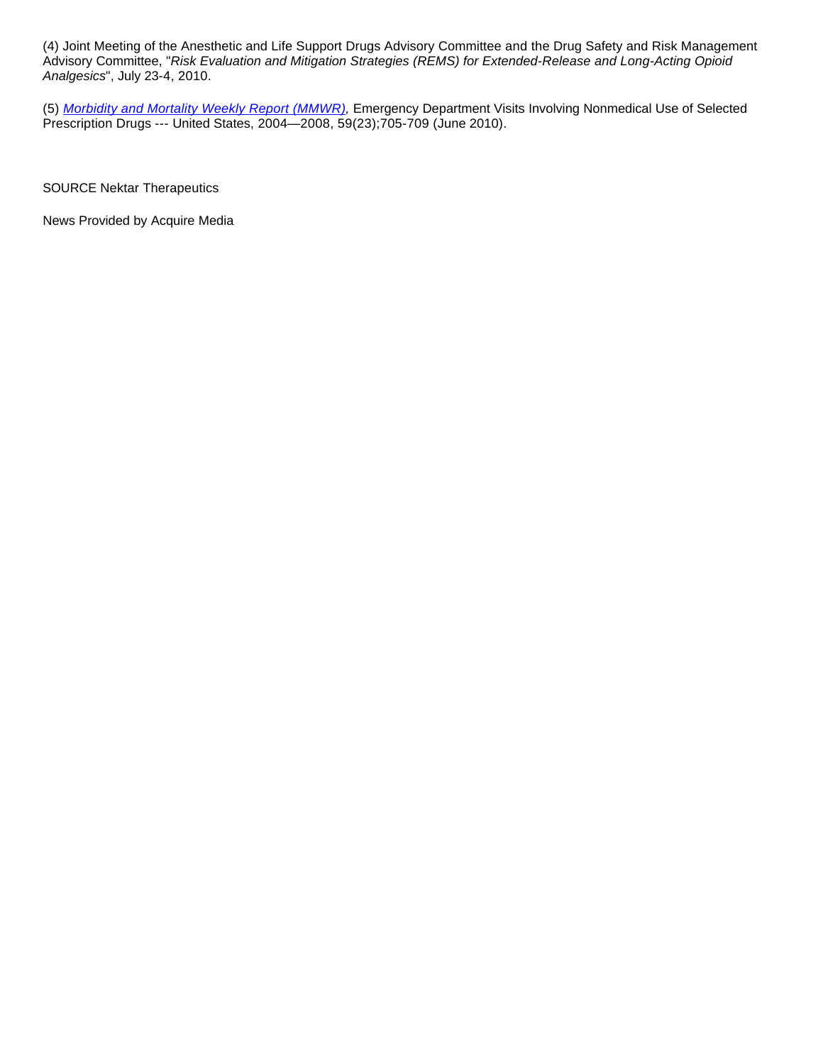(4) Joint Meeting of the Anesthetic and Life Support Drugs Advisory Committee and the Drug Safety and Risk Management Advisory Committee, "*Risk Evaluation and Mitigation Strategies (REMS) for Extended-Release and Long-Acting Opioid Analgesics*", July 23-4, 2010.

(5) *Morbidity and Mortality Weekly Report (MMWR),* Emergency Department Visits Involving Nonmedical Use of Selected Prescription Drugs --- United States, 2004—2008, 59(23);705-709 (June 2010).

SOURCE Nektar Therapeutics

News Provided by Acquire Media